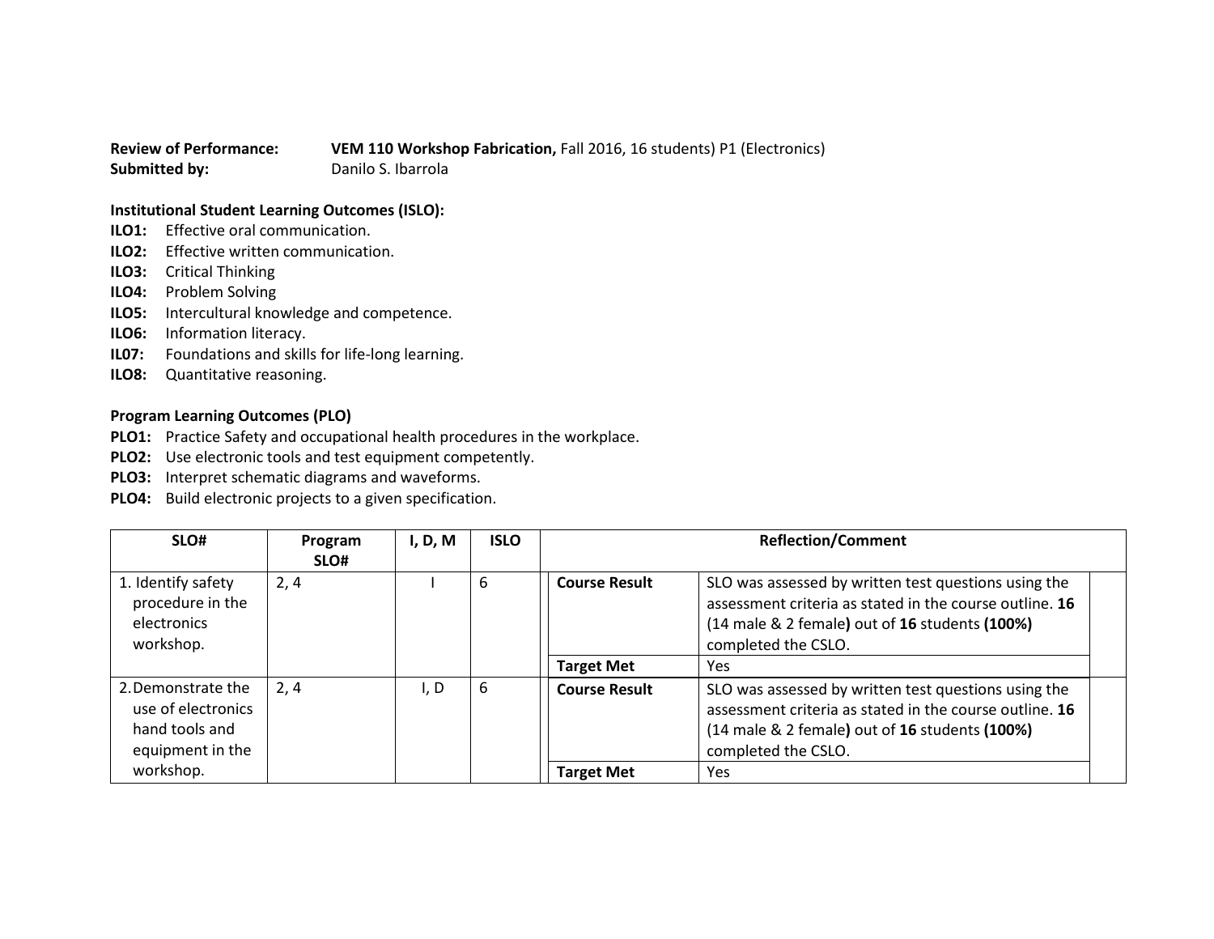**Review of Performance:** **VEM 110 Workshop Fabrication,** Fall 2016, 16 students) P1 (Electronics)
**Submitted by:** Danilo S. Ibarrola

**Institutional Student Learning Outcomes (ISLO):**

**ILO1:** Effective oral communication.
**ILO2:** Effective written communication.
**ILO3:** Critical Thinking
**ILO4:** Problem Solving
**ILO5:** Intercultural knowledge and competence.
**ILO6:** Information literacy.
**IL07:** Foundations and skills for life-long learning.
**ILO8:** Quantitative reasoning.

**Program Learning Outcomes (PLO)**

**PLO1:** Practice Safety and occupational health procedures in the workplace.
**PLO2:** Use electronic tools and test equipment competently.
**PLO3:** Interpret schematic diagrams and waveforms.
**PLO4:** Build electronic projects to a given specification.

| SLO# | Program SLO# | I, D, M | ISLO | Reflection/Comment | |
|---|---|---|---|---|---|
| 1. Identify safety procedure in the electronics workshop. | 2, 4 | I | 6 | **Course Result** | SLO was assessed by written test questions using the assessment criteria as stated in the course outline. **16** (14 male & 2 female**)** out of **16** students **(100%)** completed the CSLO. |
| | | | | **Target Met** | Yes |
| 2. Demonstrate the use of electronics hand tools and equipment in the workshop. | 2, 4 | I, D | 6 | **Course Result** | SLO was assessed by written test questions using the assessment criteria as stated in the course outline. **16** (14 male & 2 female**)** out of **16** students **(100%)** completed the CSLO. |
| | | | | **Target Met** | Yes |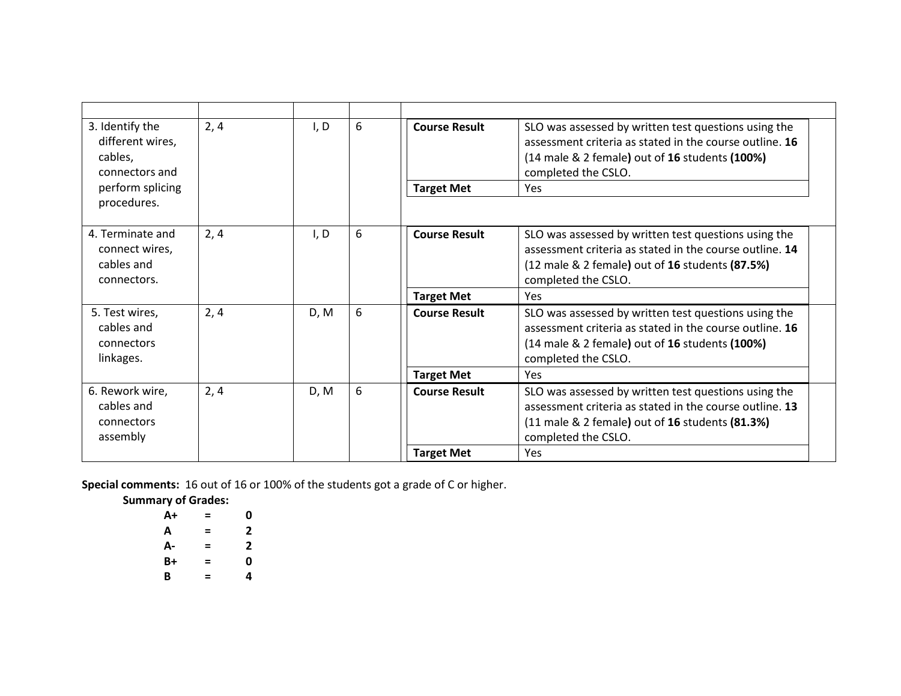| | | | | | |
|---|---|---|---|---|---|
| 3. Identify the different wires, cables, connectors and perform splicing procedures. | 2, 4 | I, D | 6 | **Course Result** | SLO was assessed by written test questions using the assessment criteria as stated in the course outline. **16** (14 male & 2 female**)** out of **16** students **(100%)** completed the CSLO. |
| | | | | **Target Met** | Yes |
| 4. Terminate and connect wires, cables and connectors. | 2, 4 | I, D | 6 | **Course Result** | SLO was assessed by written test questions using the assessment criteria as stated in the course outline. **14** (12 male & 2 female**)** out of **16** students **(87.5%)** completed the CSLO. |
| | | | | **Target Met** | Yes |
| 5. Test wires, cables and connectors linkages. | 2, 4 | D, M | 6 | **Course Result** | SLO was assessed by written test questions using the assessment criteria as stated in the course outline. **16** (14 male & 2 female**)** out of **16** students **(100%)** completed the CSLO. |
| | | | | **Target Met** | Yes |
| 6. Rework wire, cables and connectors assembly | 2, 4 | D, M | 6 | **Course Result** | SLO was assessed by written test questions using the assessment criteria as stated in the course outline. **13** (11 male & 2 female**)** out of **16** students **(81.3%)** completed the CSLO. |
| | | | | **Target Met** | Yes |

**Special comments:** 16 out of 16 or 100% of the students got a grade of C or higher.

**Summary of Grades:**

| | | |
|---|---|---|
| **A+** | **=** | **0** |
| **A** | **=** | **2** |
| **A-** | **=** | **2** |
| **B+** | **=** | **0** |
| **B** | **=** | **4** |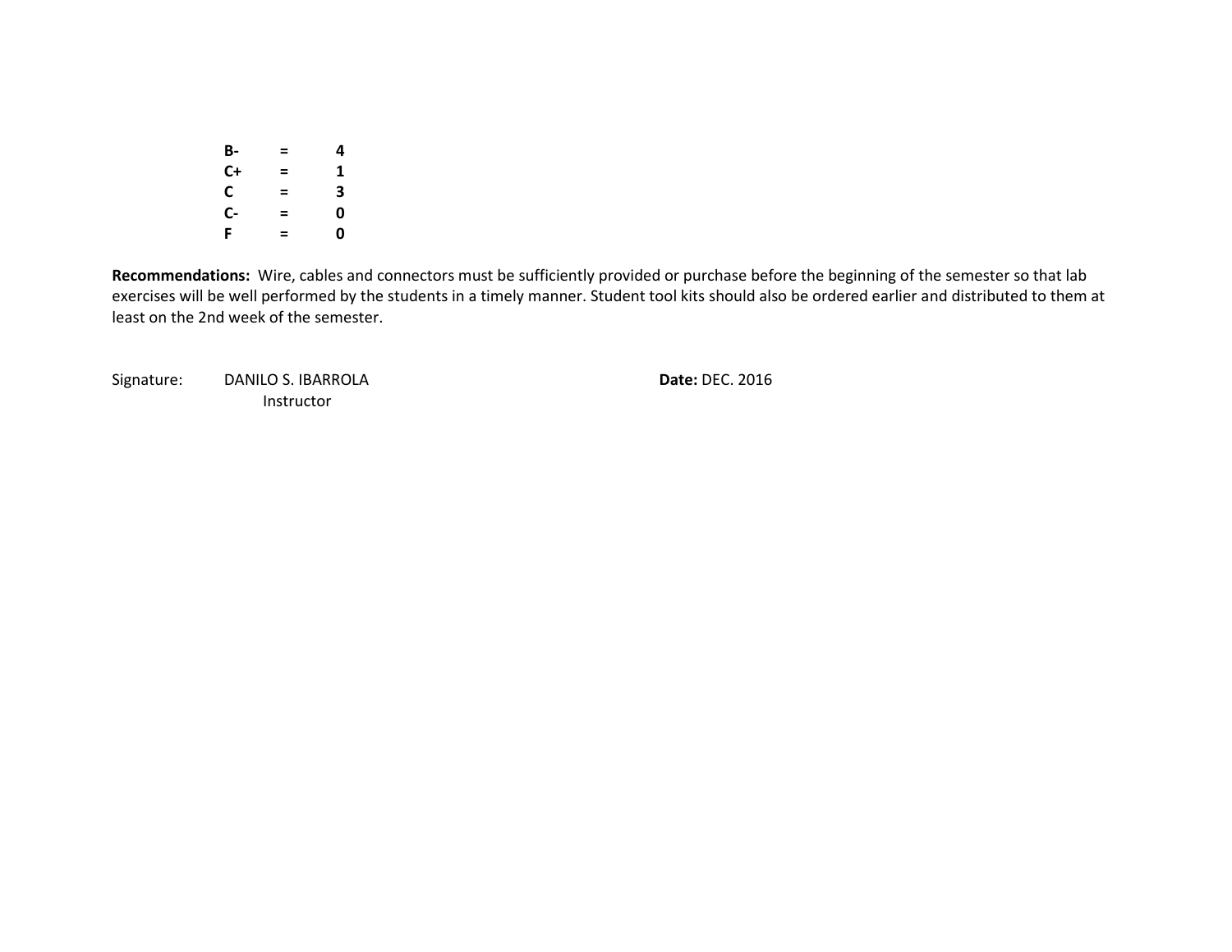| | | |
|---|---|---|
| **B-** | **=** | **4** |
| **C+** | **=** | **1** |
| **C** | **=** | **3** |
| **C-** | **=** | **0** |
| **F** | **=** | **0** |

**Recommendations:** Wire, cables and connectors must be sufficiently provided or purchase before the beginning of the semester so that lab exercises will be well performed by the students in a timely manner. Student tool kits should also be ordered earlier and distributed to them at least on the 2nd week of the semester.

Signature: DANILO S. IBARROLA
Instructor

**Date:** DEC. 2016